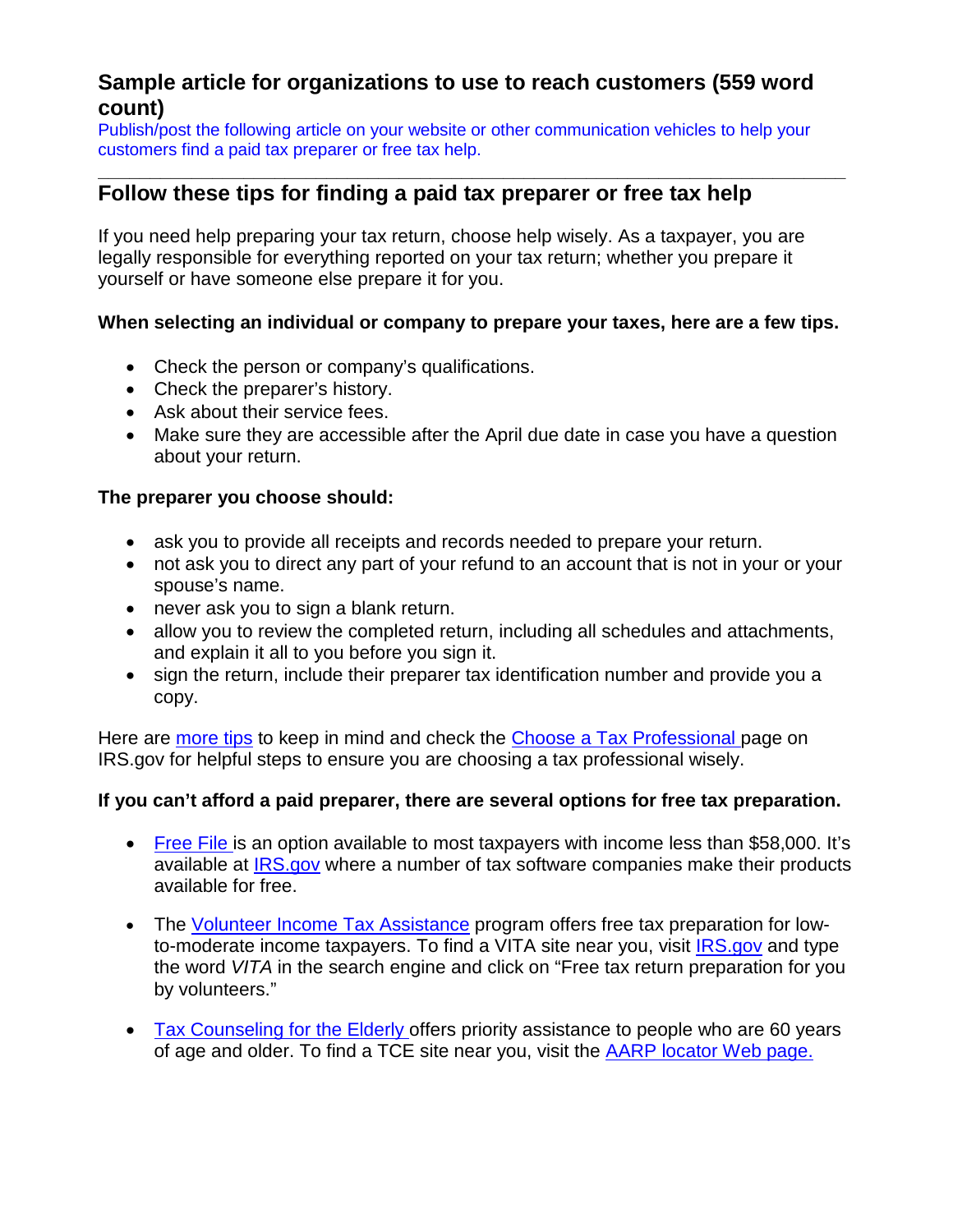## Sample article for organizations to use to reach customers (559 word count)

Publish/post the following article on your website or other communication vehicles to help your customers find a paid tax preparer or free tax help.

---

## Follow these tips for finding a paid tax preparer or free tax help

If you need help preparing your tax return, choose help wisely. As a taxpayer, you are legally responsible for everything reported on your tax return; whether you prepare it yourself or have someone else prepare it for you.

**When selecting an individual or company to prepare your taxes, here are a few tips.**

- Check the person or company's qualifications.
- Check the preparer's history.
- Ask about their service fees.
- Make sure they are accessible after the April due date in case you have a question about your return.

**The preparer you choose should:**

- ask you to provide all receipts and records needed to prepare your return.
- not ask you to direct any part of your refund to an account that is not in your or your spouse's name.
- never ask you to sign a blank return.
- allow you to review the completed return, including all schedules and attachments, and explain it all to you before you sign it.
- sign the return, include their preparer tax identification number and provide you a copy.

Here are more tips to keep in mind and check the Choose a Tax Professional page on IRS.gov for helpful steps to ensure you are choosing a tax professional wisely.

**If you can't afford a paid preparer, there are several options for free tax preparation.**

- Free File is an option available to most taxpayers with income less than $58,000. It's available at IRS.gov where a number of tax software companies make their products available for free.

- The Volunteer Income Tax Assistance program offers free tax preparation for low-to-moderate income taxpayers. To find a VITA site near you, visit IRS.gov and type the word *VITA* in the search engine and click on "Free tax return preparation for you by volunteers."

- Tax Counseling for the Elderly offers priority assistance to people who are 60 years of age and older. To find a TCE site near you, visit the AARP locator Web page.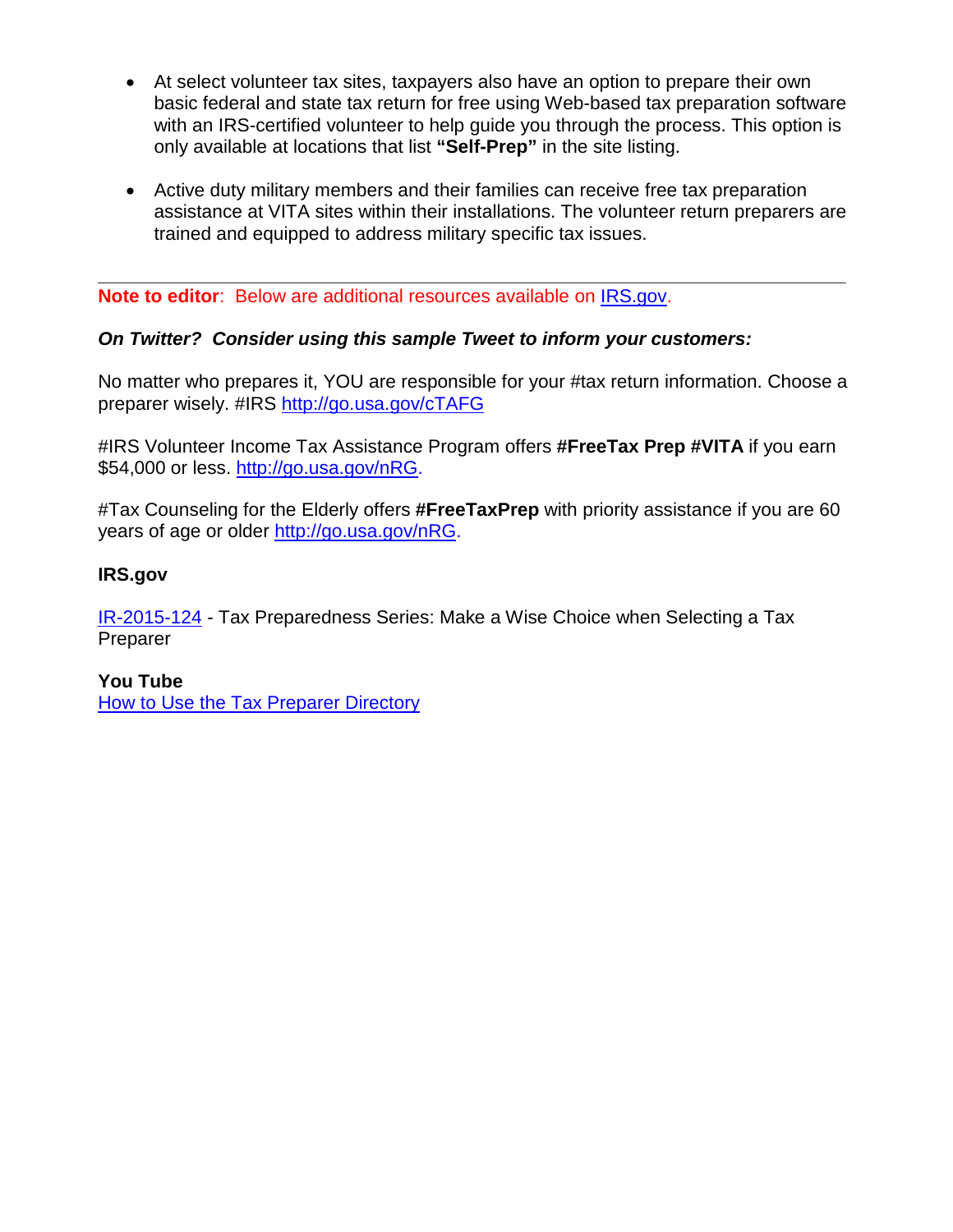- At select volunteer tax sites, taxpayers also have an option to prepare their own basic federal and state tax return for free using Web-based tax preparation software with an IRS-certified volunteer to help guide you through the process. This option is only available at locations that list **"Self-Prep"** in the site listing.

- Active duty military members and their families can receive free tax preparation assistance at VITA sites within their installations. The volunteer return preparers are trained and equipped to address military specific tax issues.

---

**Note to editor**: Below are additional resources available on IRS.gov.

***On Twitter? Consider using this sample Tweet to inform your customers:***

No matter who prepares it, YOU are responsible for your #tax return information. Choose a preparer wisely. #IRS http://go.usa.gov/cTAFG

#IRS Volunteer Income Tax Assistance Program offers **#FreeTax Prep #VITA** if you earn $54,000 or less. http://go.usa.gov/nRG.

#Tax Counseling for the Elderly offers **#FreeTaxPrep** with priority assistance if you are 60 years of age or older http://go.usa.gov/nRG.

**IRS.gov**

IR-2015-124 - Tax Preparedness Series: Make a Wise Choice when Selecting a Tax Preparer

**You Tube**
How to Use the Tax Preparer Directory